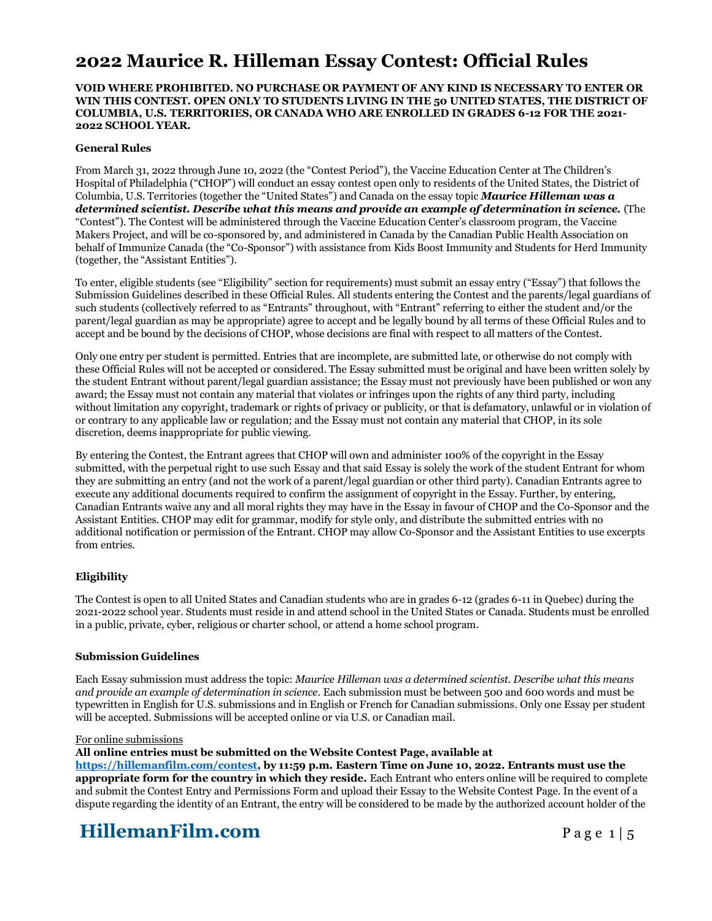# 2022 Maurice R. Hilleman Essay Contest: Official Rules

**VOID WHERE PROHIBITED. NO PURCHASE OR PAYMENT OF ANY KIND IS NECESSARY TO ENTER OR WIN THIS CONTEST. OPEN ONLY TO STUDENTS LIVING IN THE 50 UNITED STATES, THE DISTRICT OF COLUMBIA, U.S. TERRITORIES, OR CANADA WHO ARE ENROLLED IN GRADES 6-12 FOR THE 2021-2022 SCHOOL YEAR.**

### General Rules

From March 31, 2022 through June 10, 2022 (the "Contest Period"), the Vaccine Education Center at The Children's Hospital of Philadelphia ("CHOP") will conduct an essay contest open only to residents of the United States, the District of Columbia, U.S. Territories (together the "United States") and Canada on the essay topic ***Maurice Hilleman was a determined scientist. Describe what this means and provide an example of determination in science.*** (The "Contest"). The Contest will be administered through the Vaccine Education Center's classroom program, the Vaccine Makers Project, and will be co-sponsored by, and administered in Canada by the Canadian Public Health Association on behalf of Immunize Canada (the "Co-Sponsor") with assistance from Kids Boost Immunity and Students for Herd Immunity (together, the "Assistant Entities").

To enter, eligible students (see "Eligibility" section for requirements) must submit an essay entry ("Essay") that follows the Submission Guidelines described in these Official Rules. All students entering the Contest and the parents/legal guardians of such students (collectively referred to as "Entrants" throughout, with "Entrant" referring to either the student and/or the parent/legal guardian as may be appropriate) agree to accept and be legally bound by all terms of these Official Rules and to accept and be bound by the decisions of CHOP, whose decisions are final with respect to all matters of the Contest.

Only one entry per student is permitted. Entries that are incomplete, are submitted late, or otherwise do not comply with these Official Rules will not be accepted or considered. The Essay submitted must be original and have been written solely by the student Entrant without parent/legal guardian assistance; the Essay must not previously have been published or won any award; the Essay must not contain any material that violates or infringes upon the rights of any third party, including without limitation any copyright, trademark or rights of privacy or publicity, or that is defamatory, unlawful or in violation of or contrary to any applicable law or regulation; and the Essay must not contain any material that CHOP, in its sole discretion, deems inappropriate for public viewing.

By entering the Contest, the Entrant agrees that CHOP will own and administer 100% of the copyright in the Essay submitted, with the perpetual right to use such Essay and that said Essay is solely the work of the student Entrant for whom they are submitting an entry (and not the work of a parent/legal guardian or other third party). Canadian Entrants agree to execute any additional documents required to confirm the assignment of copyright in the Essay. Further, by entering, Canadian Entrants waive any and all moral rights they may have in the Essay in favour of CHOP and the Co-Sponsor and the Assistant Entities. CHOP may edit for grammar, modify for style only, and distribute the submitted entries with no additional notification or permission of the Entrant. CHOP may allow Co-Sponsor and the Assistant Entities to use excerpts from entries.

### Eligibility

The Contest is open to all United States and Canadian students who are in grades 6-12 (grades 6-11 in Quebec) during the 2021-2022 school year. Students must reside in and attend school in the United States or Canada. Students must be enrolled in a public, private, cyber, religious or charter school, or attend a home school program.

### Submission Guidelines

Each Essay submission must address the topic: *Maurice Hilleman was a determined scientist. Describe what this means and provide an example of determination in science.* Each submission must be between 500 and 600 words and must be typewritten in English for U.S. submissions and in English or French for Canadian submissions. Only one Essay per student will be accepted. Submissions will be accepted online or via U.S. or Canadian mail.

<u>For online submissions</u>

**All online entries must be submitted on the Website Contest Page, available at [https://hillemanfilm.com/contest](https://hillemanfilm.com/contest), by 11:59 p.m. Eastern Time on June 10, 2022. Entrants must use the appropriate form for the country in which they reside.** Each Entrant who enters online will be required to complete and submit the Contest Entry and Permissions Form and upload their Essay to the Website Contest Page. In the event of a dispute regarding the identity of an Entrant, the entry will be considered to be made by the authorized account holder of the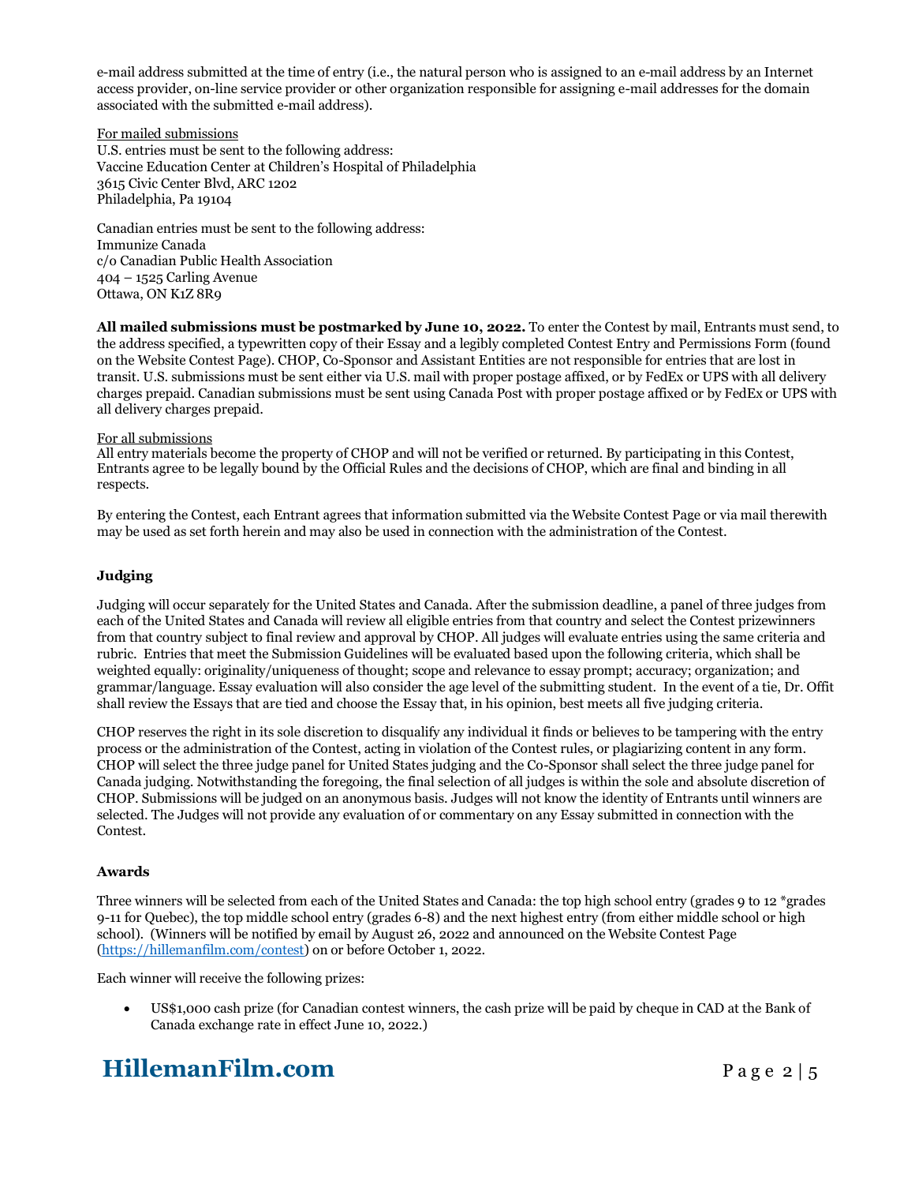e-mail address submitted at the time of entry (i.e., the natural person who is assigned to an e-mail address by an Internet access provider, on-line service provider or other organization responsible for assigning e-mail addresses for the domain associated with the submitted e-mail address).

<u>For mailed submissions</u>
U.S. entries must be sent to the following address:
Vaccine Education Center at Children's Hospital of Philadelphia
3615 Civic Center Blvd, ARC 1202
Philadelphia, Pa 19104

Canadian entries must be sent to the following address:
Immunize Canada
c/o Canadian Public Health Association
404 – 1525 Carling Avenue
Ottawa, ON K1Z 8R9

**All mailed submissions must be postmarked by June 10, 2022.** To enter the Contest by mail, Entrants must send, to the address specified, a typewritten copy of their Essay and a legibly completed Contest Entry and Permissions Form (found on the Website Contest Page). CHOP, Co-Sponsor and Assistant Entities are not responsible for entries that are lost in transit. U.S. submissions must be sent either via U.S. mail with proper postage affixed, or by FedEx or UPS with all delivery charges prepaid. Canadian submissions must be sent using Canada Post with proper postage affixed or by FedEx or UPS with all delivery charges prepaid.

<u>For all submissions</u>
All entry materials become the property of CHOP and will not be verified or returned. By participating in this Contest, Entrants agree to be legally bound by the Official Rules and the decisions of CHOP, which are final and binding in all respects.

By entering the Contest, each Entrant agrees that information submitted via the Website Contest Page or via mail therewith may be used as set forth herein and may also be used in connection with the administration of the Contest.

### Judging

Judging will occur separately for the United States and Canada. After the submission deadline, a panel of three judges from each of the United States and Canada will review all eligible entries from that country and select the Contest prizewinners from that country subject to final review and approval by CHOP. All judges will evaluate entries using the same criteria and rubric. Entries that meet the Submission Guidelines will be evaluated based upon the following criteria, which shall be weighted equally: originality/uniqueness of thought; scope and relevance to essay prompt; accuracy; organization; and grammar/language. Essay evaluation will also consider the age level of the submitting student. In the event of a tie, Dr. Offit shall review the Essays that are tied and choose the Essay that, in his opinion, best meets all five judging criteria.

CHOP reserves the right in its sole discretion to disqualify any individual it finds or believes to be tampering with the entry process or the administration of the Contest, acting in violation of the Contest rules, or plagiarizing content in any form. CHOP will select the three judge panel for United States judging and the Co-Sponsor shall select the three judge panel for Canada judging. Notwithstanding the foregoing, the final selection of all judges is within the sole and absolute discretion of CHOP. Submissions will be judged on an anonymous basis. Judges will not know the identity of Entrants until winners are selected. The Judges will not provide any evaluation of or commentary on any Essay submitted in connection with the Contest.

### Awards

Three winners will be selected from each of the United States and Canada: the top high school entry (grades 9 to 12 *grades 9-11 for Quebec), the top middle school entry (grades 6-8) and the next highest entry (from either middle school or high school). (Winners will be notified by email by August 26, 2022 and announced on the Website Contest Page (https://hillemanfilm.com/contest) on or before October 1, 2022.

Each winner will receive the following prizes:

- US$1,000 cash prize (for Canadian contest winners, the cash prize will be paid by cheque in CAD at the Bank of Canada exchange rate in effect June 10, 2022.)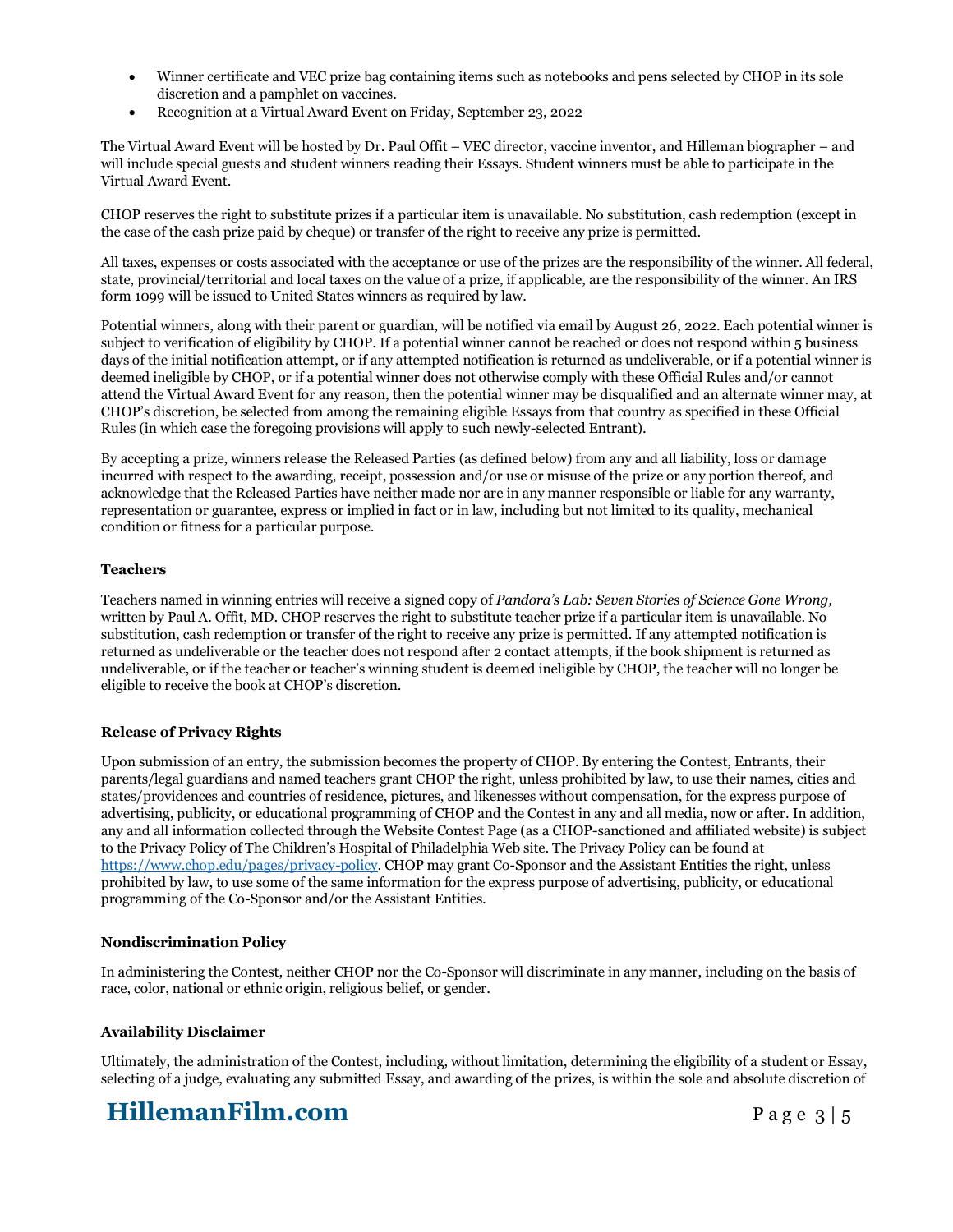- Winner certificate and VEC prize bag containing items such as notebooks and pens selected by CHOP in its sole discretion and a pamphlet on vaccines.
- Recognition at a Virtual Award Event on Friday, September 23, 2022

The Virtual Award Event will be hosted by Dr. Paul Offit – VEC director, vaccine inventor, and Hilleman biographer – and will include special guests and student winners reading their Essays. Student winners must be able to participate in the Virtual Award Event.

CHOP reserves the right to substitute prizes if a particular item is unavailable. No substitution, cash redemption (except in the case of the cash prize paid by cheque) or transfer of the right to receive any prize is permitted.

All taxes, expenses or costs associated with the acceptance or use of the prizes are the responsibility of the winner. All federal, state, provincial/territorial and local taxes on the value of a prize, if applicable, are the responsibility of the winner. An IRS form 1099 will be issued to United States winners as required by law.

Potential winners, along with their parent or guardian, will be notified via email by August 26, 2022. Each potential winner is subject to verification of eligibility by CHOP. If a potential winner cannot be reached or does not respond within 5 business days of the initial notification attempt, or if any attempted notification is returned as undeliverable, or if a potential winner is deemed ineligible by CHOP, or if a potential winner does not otherwise comply with these Official Rules and/or cannot attend the Virtual Award Event for any reason, then the potential winner may be disqualified and an alternate winner may, at CHOP's discretion, be selected from among the remaining eligible Essays from that country as specified in these Official Rules (in which case the foregoing provisions will apply to such newly-selected Entrant).

By accepting a prize, winners release the Released Parties (as defined below) from any and all liability, loss or damage incurred with respect to the awarding, receipt, possession and/or use or misuse of the prize or any portion thereof, and acknowledge that the Released Parties have neither made nor are in any manner responsible or liable for any warranty, representation or guarantee, express or implied in fact or in law, including but not limited to its quality, mechanical condition or fitness for a particular purpose.

**Teachers**

Teachers named in winning entries will receive a signed copy of *Pandora's Lab: Seven Stories of Science Gone Wrong,* written by Paul A. Offit, MD. CHOP reserves the right to substitute teacher prize if a particular item is unavailable. No substitution, cash redemption or transfer of the right to receive any prize is permitted. If any attempted notification is returned as undeliverable or the teacher does not respond after 2 contact attempts, if the book shipment is returned as undeliverable, or if the teacher or teacher's winning student is deemed ineligible by CHOP, the teacher will no longer be eligible to receive the book at CHOP's discretion.

**Release of Privacy Rights**

Upon submission of an entry, the submission becomes the property of CHOP. By entering the Contest, Entrants, their parents/legal guardians and named teachers grant CHOP the right, unless prohibited by law, to use their names, cities and states/providences and countries of residence, pictures, and likenesses without compensation, for the express purpose of advertising, publicity, or educational programming of CHOP and the Contest in any and all media, now or after. In addition, any and all information collected through the Website Contest Page (as a CHOP-sanctioned and affiliated website) is subject to the Privacy Policy of The Children's Hospital of Philadelphia Web site. The Privacy Policy can be found at https://www.chop.edu/pages/privacy-policy. CHOP may grant Co-Sponsor and the Assistant Entities the right, unless prohibited by law, to use some of the same information for the express purpose of advertising, publicity, or educational programming of the Co-Sponsor and/or the Assistant Entities.

**Nondiscrimination Policy**

In administering the Contest, neither CHOP nor the Co-Sponsor will discriminate in any manner, including on the basis of race, color, national or ethnic origin, religious belief, or gender.

**Availability Disclaimer**

Ultimately, the administration of the Contest, including, without limitation, determining the eligibility of a student or Essay, selecting of a judge, evaluating any submitted Essay, and awarding of the prizes, is within the sole and absolute discretion of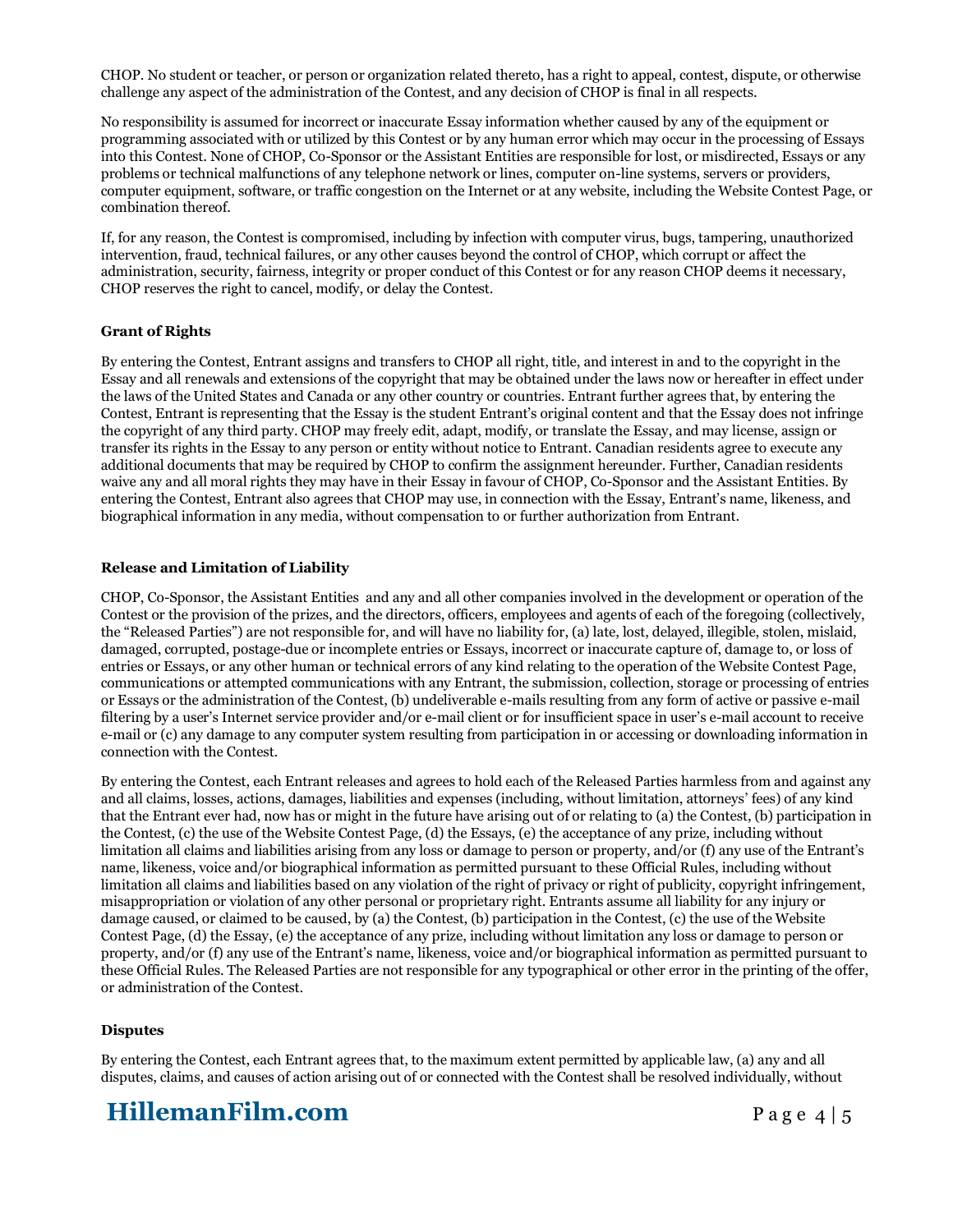CHOP. No student or teacher, or person or organization related thereto, has a right to appeal, contest, dispute, or otherwise challenge any aspect of the administration of the Contest, and any decision of CHOP is final in all respects.

No responsibility is assumed for incorrect or inaccurate Essay information whether caused by any of the equipment or programming associated with or utilized by this Contest or by any human error which may occur in the processing of Essays into this Contest. None of CHOP, Co-Sponsor or the Assistant Entities are responsible for lost, or misdirected, Essays or any problems or technical malfunctions of any telephone network or lines, computer on-line systems, servers or providers, computer equipment, software, or traffic congestion on the Internet or at any website, including the Website Contest Page, or combination thereof.

If, for any reason, the Contest is compromised, including by infection with computer virus, bugs, tampering, unauthorized intervention, fraud, technical failures, or any other causes beyond the control of CHOP, which corrupt or affect the administration, security, fairness, integrity or proper conduct of this Contest or for any reason CHOP deems it necessary, CHOP reserves the right to cancel, modify, or delay the Contest.

**Grant of Rights**

By entering the Contest, Entrant assigns and transfers to CHOP all right, title, and interest in and to the copyright in the Essay and all renewals and extensions of the copyright that may be obtained under the laws now or hereafter in effect under the laws of the United States and Canada or any other country or countries. Entrant further agrees that, by entering the Contest, Entrant is representing that the Essay is the student Entrant's original content and that the Essay does not infringe the copyright of any third party. CHOP may freely edit, adapt, modify, or translate the Essay, and may license, assign or transfer its rights in the Essay to any person or entity without notice to Entrant. Canadian residents agree to execute any additional documents that may be required by CHOP to confirm the assignment hereunder. Further, Canadian residents waive any and all moral rights they may have in their Essay in favour of CHOP, Co-Sponsor and the Assistant Entities. By entering the Contest, Entrant also agrees that CHOP may use, in connection with the Essay, Entrant's name, likeness, and biographical information in any media, without compensation to or further authorization from Entrant.

**Release and Limitation of Liability**

CHOP, Co-Sponsor, the Assistant Entities and any and all other companies involved in the development or operation of the Contest or the provision of the prizes, and the directors, officers, employees and agents of each of the foregoing (collectively, the "Released Parties") are not responsible for, and will have no liability for, (a) late, lost, delayed, illegible, stolen, mislaid, damaged, corrupted, postage-due or incomplete entries or Essays, incorrect or inaccurate capture of, damage to, or loss of entries or Essays, or any other human or technical errors of any kind relating to the operation of the Website Contest Page, communications or attempted communications with any Entrant, the submission, collection, storage or processing of entries or Essays or the administration of the Contest, (b) undeliverable e-mails resulting from any form of active or passive e-mail filtering by a user's Internet service provider and/or e-mail client or for insufficient space in user's e-mail account to receive e-mail or (c) any damage to any computer system resulting from participation in or accessing or downloading information in connection with the Contest.

By entering the Contest, each Entrant releases and agrees to hold each of the Released Parties harmless from and against any and all claims, losses, actions, damages, liabilities and expenses (including, without limitation, attorneys' fees) of any kind that the Entrant ever had, now has or might in the future have arising out of or relating to (a) the Contest, (b) participation in the Contest, (c) the use of the Website Contest Page, (d) the Essays, (e) the acceptance of any prize, including without limitation all claims and liabilities arising from any loss or damage to person or property, and/or (f) any use of the Entrant's name, likeness, voice and/or biographical information as permitted pursuant to these Official Rules, including without limitation all claims and liabilities based on any violation of the right of privacy or right of publicity, copyright infringement, misappropriation or violation of any other personal or proprietary right. Entrants assume all liability for any injury or damage caused, or claimed to be caused, by (a) the Contest, (b) participation in the Contest, (c) the use of the Website Contest Page, (d) the Essay, (e) the acceptance of any prize, including without limitation any loss or damage to person or property, and/or (f) any use of the Entrant's name, likeness, voice and/or biographical information as permitted pursuant to these Official Rules. The Released Parties are not responsible for any typographical or other error in the printing of the offer, or administration of the Contest.

**Disputes**

By entering the Contest, each Entrant agrees that, to the maximum extent permitted by applicable law, (a) any and all disputes, claims, and causes of action arising out of or connected with the Contest shall be resolved individually, without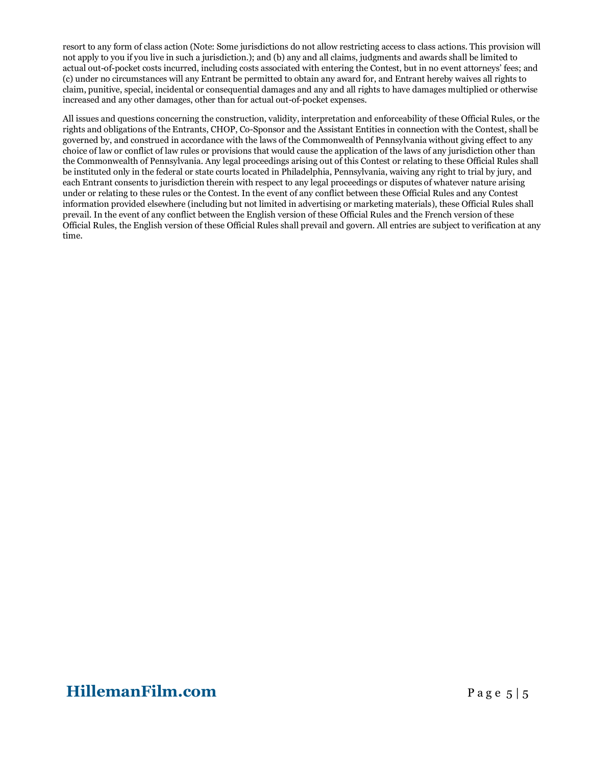resort to any form of class action (Note: Some jurisdictions do not allow restricting access to class actions. This provision will not apply to you if you live in such a jurisdiction.); and (b) any and all claims, judgments and awards shall be limited to actual out-of-pocket costs incurred, including costs associated with entering the Contest, but in no event attorneys' fees; and (c) under no circumstances will any Entrant be permitted to obtain any award for, and Entrant hereby waives all rights to claim, punitive, special, incidental or consequential damages and any and all rights to have damages multiplied or otherwise increased and any other damages, other than for actual out-of-pocket expenses.

All issues and questions concerning the construction, validity, interpretation and enforceability of these Official Rules, or the rights and obligations of the Entrants, CHOP, Co-Sponsor and the Assistant Entities in connection with the Contest, shall be governed by, and construed in accordance with the laws of the Commonwealth of Pennsylvania without giving effect to any choice of law or conflict of law rules or provisions that would cause the application of the laws of any jurisdiction other than the Commonwealth of Pennsylvania. Any legal proceedings arising out of this Contest or relating to these Official Rules shall be instituted only in the federal or state courts located in Philadelphia, Pennsylvania, waiving any right to trial by jury, and each Entrant consents to jurisdiction therein with respect to any legal proceedings or disputes of whatever nature arising under or relating to these rules or the Contest. In the event of any conflict between these Official Rules and any Contest information provided elsewhere (including but not limited in advertising or marketing materials), these Official Rules shall prevail. In the event of any conflict between the English version of these Official Rules and the French version of these Official Rules, the English version of these Official Rules shall prevail and govern. All entries are subject to verification at any time.